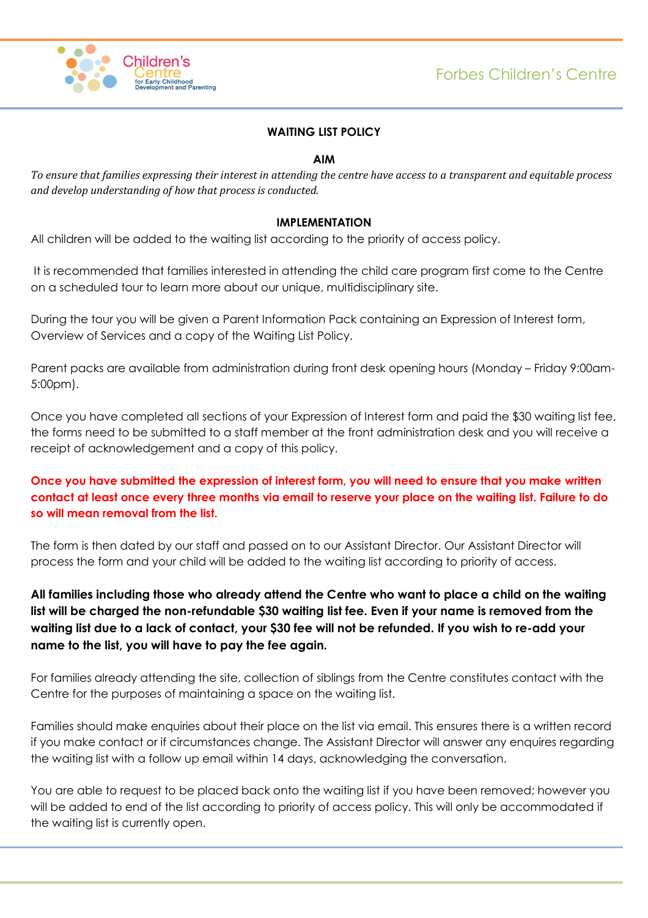# WAITING LIST POLICY

## AIM

*To ensure that families expressing their interest in attending the centre have access to a transparent and equitable process and develop understanding of how that process is conducted.*

## IMPLEMENTATION

All children will be added to the waiting list according to the priority of access policy.

It is recommended that families interested in attending the child care program first come to the Centre on a scheduled tour to learn more about our unique, multidisciplinary site.

During the tour you will be given a Parent Information Pack containing an Expression of Interest form, Overview of Services and a copy of the Waiting List Policy.

Parent packs are available from administration during front desk opening hours (Monday – Friday 9:00am-5:00pm).

Once you have completed all sections of your Expression of Interest form and paid the $30 waiting list fee, the forms need to be submitted to a staff member at the front administration desk and you will receive a receipt of acknowledgement and a copy of this policy.

**Once you have submitted the expression of interest form, you will need to ensure that you make written contact at least once every three months via email to reserve your place on the waiting list. Failure to do so will mean removal from the list.**

The form is then dated by our staff and passed on to our Assistant Director. Our Assistant Director will process the form and your child will be added to the waiting list according to priority of access.

**All families including those who already attend the Centre who want to place a child on the waiting list will be charged the non-refundable $30 waiting list fee. Even if your name is removed from the waiting list due to a lack of contact, your $30 fee will not be refunded. If you wish to re-add your name to the list, you will have to pay the fee again.**

For families already attending the site, collection of siblings from the Centre constitutes contact with the Centre for the purposes of maintaining a space on the waiting list.

Families should make enquiries about their place on the list via email. This ensures there is a written record if you make contact or if circumstances change. The Assistant Director will answer any enquires regarding the waiting list with a follow up email within 14 days, acknowledging the conversation.

You are able to request to be placed back onto the waiting list if you have been removed; however you will be added to end of the list according to priority of access policy. This will only be accommodated if the waiting list is currently open.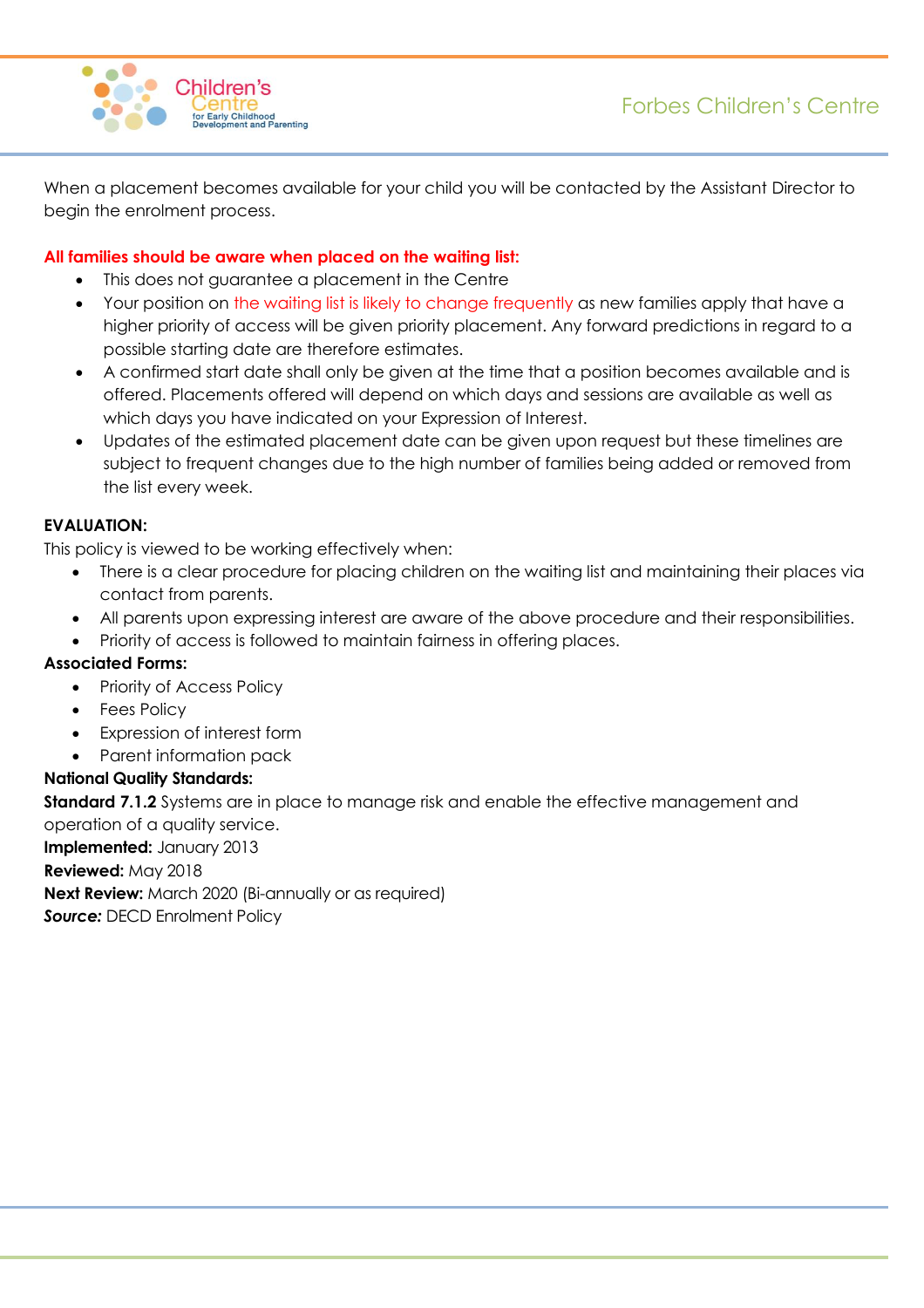When a placement becomes available for your child you will be contacted by the Assistant Director to begin the enrolment process.

**All families should be aware when placed on the waiting list:**

- This does not guarantee a placement in the Centre
- Your position on the waiting list is likely to change frequently as new families apply that have a higher priority of access will be given priority placement. Any forward predictions in regard to a possible starting date are therefore estimates.
- A confirmed start date shall only be given at the time that a position becomes available and is offered. Placements offered will depend on which days and sessions are available as well as which days you have indicated on your Expression of Interest.
- Updates of the estimated placement date can be given upon request but these timelines are subject to frequent changes due to the high number of families being added or removed from the list every week.

**EVALUATION:**

This policy is viewed to be working effectively when:

- There is a clear procedure for placing children on the waiting list and maintaining their places via contact from parents.
- All parents upon expressing interest are aware of the above procedure and their responsibilities.
- Priority of access is followed to maintain fairness in offering places.

**Associated Forms:**

- Priority of Access Policy
- Fees Policy
- Expression of interest form
- Parent information pack

**National Quality Standards:**

**Standard 7.1.2** Systems are in place to manage risk and enable the effective management and operation of a quality service.

**Implemented:** January 2013

**Reviewed:** May 2018

**Next Review:** March 2020 (Bi-annually or as required)

***Source:*** DECD Enrolment Policy